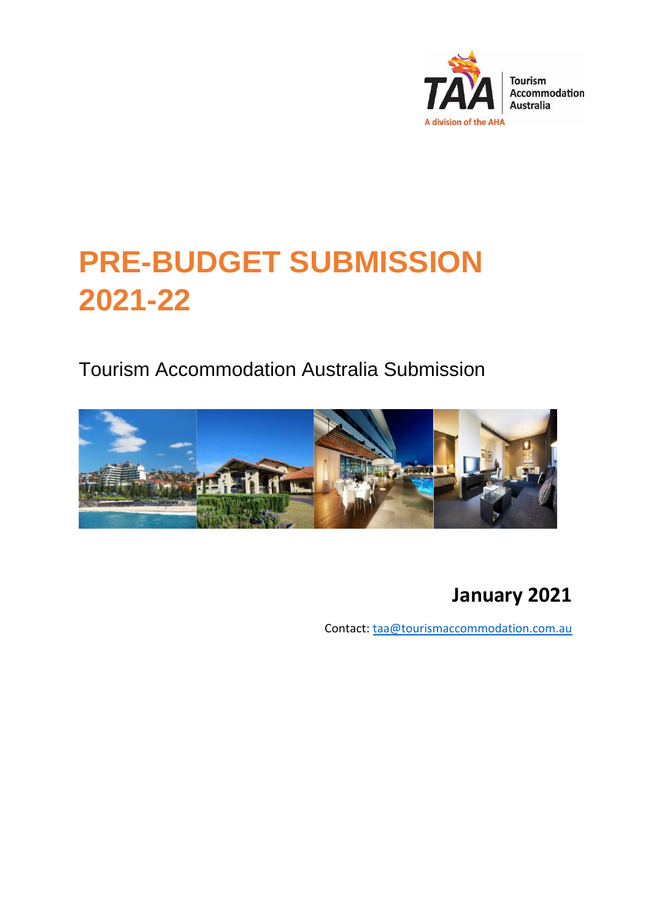TAA Tourism Accommodation Australia

A division of the AHA

# PRE-BUDGET SUBMISSION 2021-22

## Tourism Accommodation Australia Submission

**January 2021**

Contact: taa@tourismaccommodation.com.au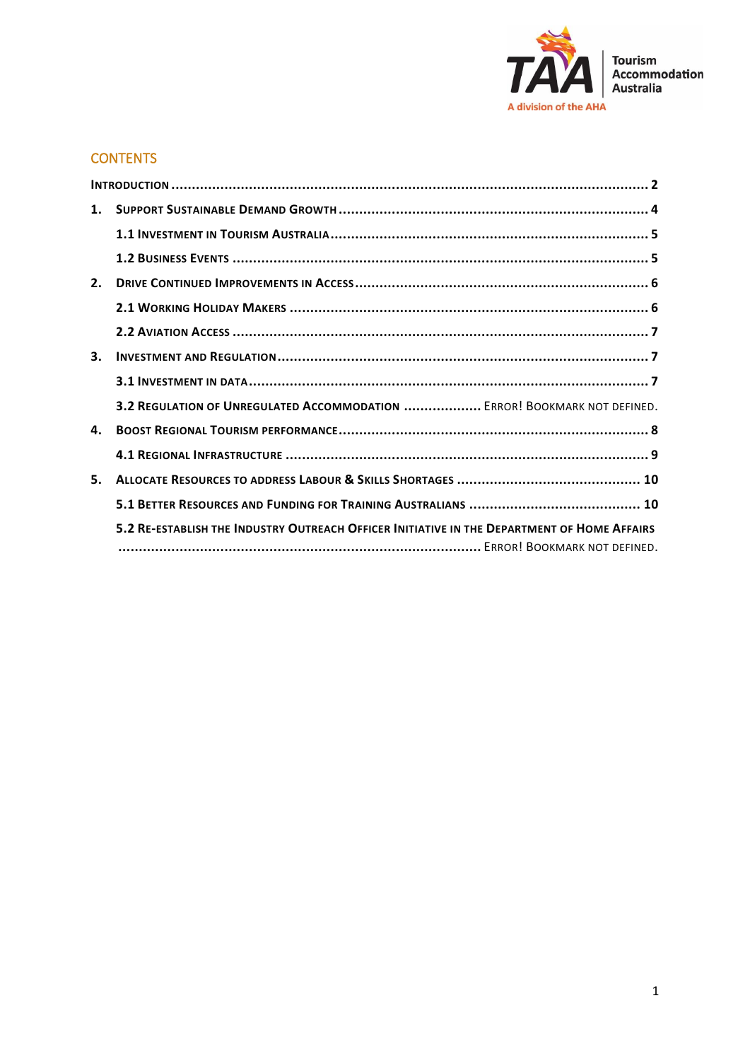## CONTENTS

- INTRODUCTION ........ 2
- 1. SUPPORT SUSTAINABLE DEMAND GROWTH ........ 4
  - 1.1 INVESTMENT IN TOURISM AUSTRALIA ........ 5
  - 1.2 BUSINESS EVENTS ........ 5
- 2. DRIVE CONTINUED IMPROVEMENTS IN ACCESS ........ 6
  - 2.1 WORKING HOLIDAY MAKERS ........ 6
  - 2.2 AVIATION ACCESS ........ 7
- 3. INVESTMENT AND REGULATION ........ 7
  - 3.1 INVESTMENT IN DATA ........ 7
  - 3.2 REGULATION OF UNREGULATED ACCOMMODATION ........ ERROR! BOOKMARK NOT DEFINED.
- 4. BOOST REGIONAL TOURISM PERFORMANCE ........ 8
  - 4.1 REGIONAL INFRASTRUCTURE ........ 9
- 5. ALLOCATE RESOURCES TO ADDRESS LABOUR & SKILLS SHORTAGES ........ 10
  - 5.1 BETTER RESOURCES AND FUNDING FOR TRAINING AUSTRALIANS ........ 10
  - 5.2 RE-ESTABLISH THE INDUSTRY OUTREACH OFFICER INITIATIVE IN THE DEPARTMENT OF HOME AFFAIRS ........ ERROR! BOOKMARK NOT DEFINED.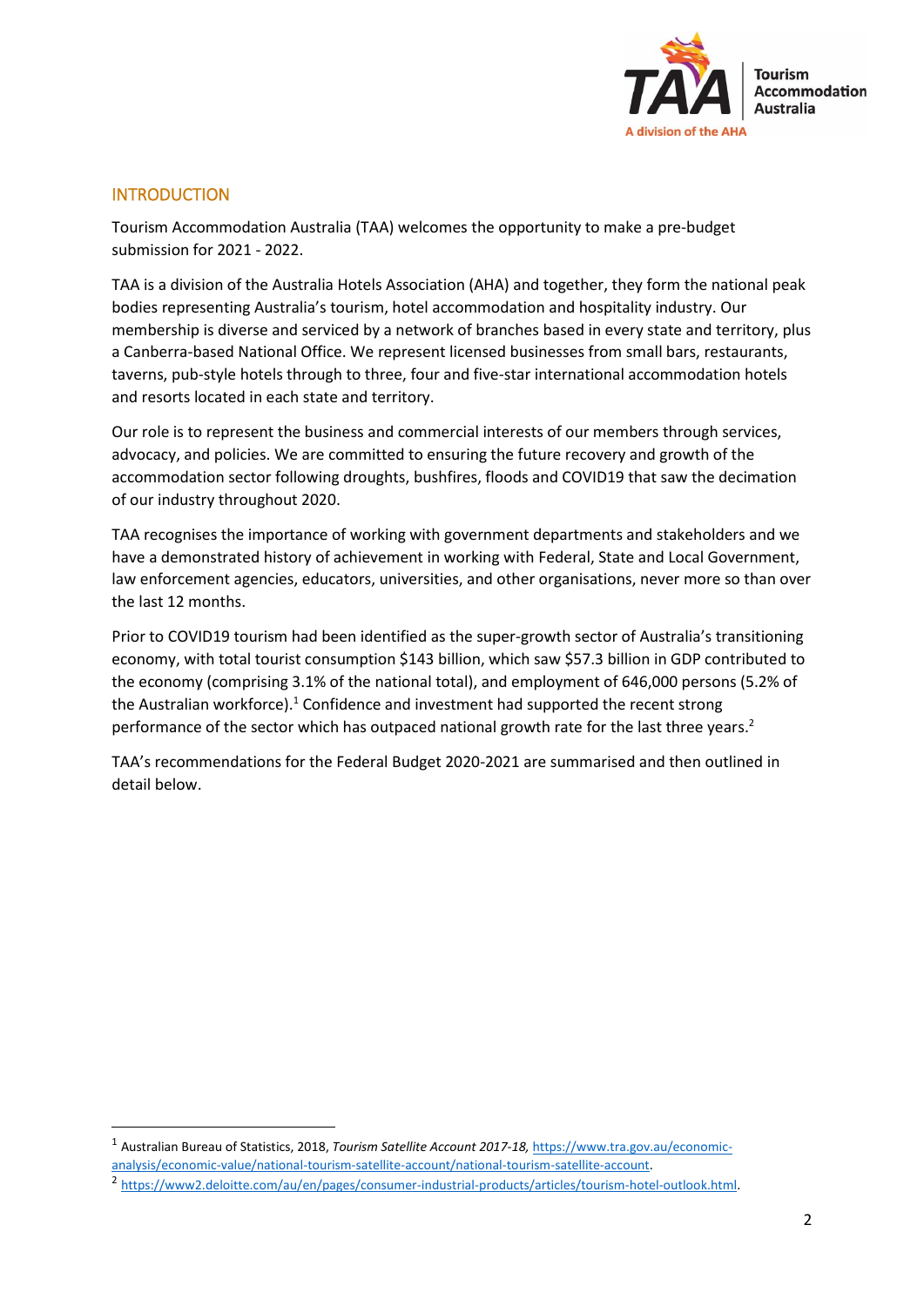## INTRODUCTION

Tourism Accommodation Australia (TAA) welcomes the opportunity to make a pre-budget submission for 2021 - 2022.

TAA is a division of the Australia Hotels Association (AHA) and together, they form the national peak bodies representing Australia's tourism, hotel accommodation and hospitality industry. Our membership is diverse and serviced by a network of branches based in every state and territory, plus a Canberra-based National Office. We represent licensed businesses from small bars, restaurants, taverns, pub-style hotels through to three, four and five-star international accommodation hotels and resorts located in each state and territory.

Our role is to represent the business and commercial interests of our members through services, advocacy, and policies. We are committed to ensuring the future recovery and growth of the accommodation sector following droughts, bushfires, floods and COVID19 that saw the decimation of our industry throughout 2020.

TAA recognises the importance of working with government departments and stakeholders and we have a demonstrated history of achievement in working with Federal, State and Local Government, law enforcement agencies, educators, universities, and other organisations, never more so than over the last 12 months.

Prior to COVID19 tourism had been identified as the super-growth sector of Australia's transitioning economy, with total tourist consumption $143 billion, which saw $57.3 billion in GDP contributed to the economy (comprising 3.1% of the national total), and employment of 646,000 persons (5.2% of the Australian workforce).[1] Confidence and investment had supported the recent strong performance of the sector which has outpaced national growth rate for the last three years.[2]

TAA's recommendations for the Federal Budget 2020-2021 are summarised and then outlined in detail below.

---

[1] Australian Bureau of Statistics, 2018, *Tourism Satellite Account 2017-18,* https://www.tra.gov.au/economic-analysis/economic-value/national-tourism-satellite-account/national-tourism-satellite-account.

[2] https://www2.deloitte.com/au/en/pages/consumer-industrial-products/articles/tourism-hotel-outlook.html.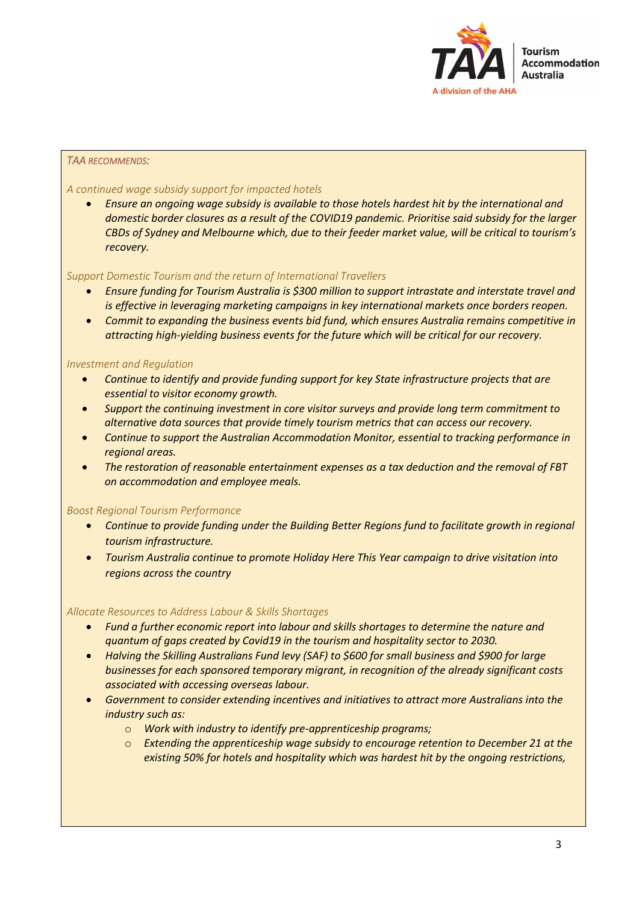*TAA RECOMMENDS:*

*A continued wage subsidy support for impacted hotels*

- *Ensure an ongoing wage subsidy is available to those hotels hardest hit by the international and domestic border closures as a result of the COVID19 pandemic. Prioritise said subsidy for the larger CBDs of Sydney and Melbourne which, due to their feeder market value, will be critical to tourism's recovery.*

*Support Domestic Tourism and the return of International Travellers*

- *Ensure funding for Tourism Australia is $300 million to support intrastate and interstate travel and is effective in leveraging marketing campaigns in key international markets once borders reopen.*
- *Commit to expanding the business events bid fund, which ensures Australia remains competitive in attracting high-yielding business events for the future which will be critical for our recovery.*

*Investment and Regulation*

- *Continue to identify and provide funding support for key State infrastructure projects that are essential to visitor economy growth.*
- *Support the continuing investment in core visitor surveys and provide long term commitment to alternative data sources that provide timely tourism metrics that can access our recovery.*
- *Continue to support the Australian Accommodation Monitor, essential to tracking performance in regional areas.*
- *The restoration of reasonable entertainment expenses as a tax deduction and the removal of FBT on accommodation and employee meals.*

*Boost Regional Tourism Performance*

- *Continue to provide funding under the Building Better Regions fund to facilitate growth in regional tourism infrastructure.*
- *Tourism Australia continue to promote Holiday Here This Year campaign to drive visitation into regions across the country*

*Allocate Resources to Address Labour & Skills Shortages*

- *Fund a further economic report into labour and skills shortages to determine the nature and quantum of gaps created by Covid19 in the tourism and hospitality sector to 2030.*
- *Halving the Skilling Australians Fund levy (SAF) to $600 for small business and $900 for large businesses for each sponsored temporary migrant, in recognition of the already significant costs associated with accessing overseas labour.*
- *Government to consider extending incentives and initiatives to attract more Australians into the industry such as:*
  - *Work with industry to identify pre-apprenticeship programs;*
  - *Extending the apprenticeship wage subsidy to encourage retention to December 21 at the existing 50% for hotels and hospitality which was hardest hit by the ongoing restrictions,*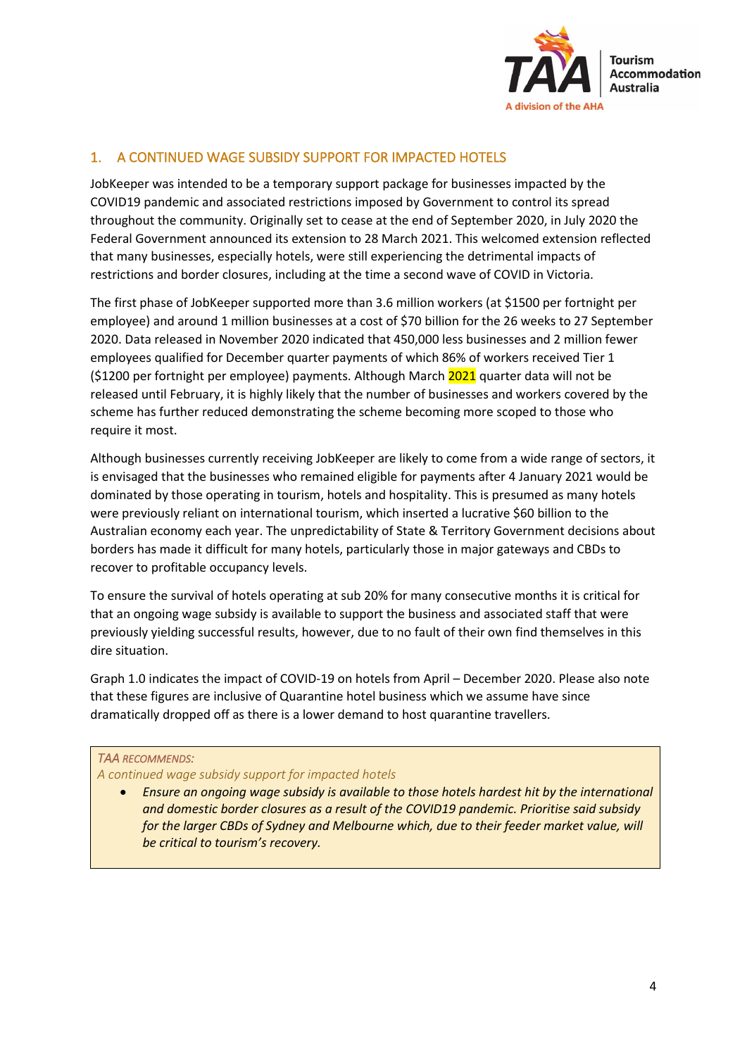## 1. A CONTINUED WAGE SUBSIDY SUPPORT FOR IMPACTED HOTELS

JobKeeper was intended to be a temporary support package for businesses impacted by the COVID19 pandemic and associated restrictions imposed by Government to control its spread throughout the community. Originally set to cease at the end of September 2020, in July 2020 the Federal Government announced its extension to 28 March 2021. This welcomed extension reflected that many businesses, especially hotels, were still experiencing the detrimental impacts of restrictions and border closures, including at the time a second wave of COVID in Victoria.

The first phase of JobKeeper supported more than 3.6 million workers (at $1500 per fortnight per employee) and around 1 million businesses at a cost of $70 billion for the 26 weeks to 27 September 2020. Data released in November 2020 indicated that 450,000 less businesses and 2 million fewer employees qualified for December quarter payments of which 86% of workers received Tier 1 ($1200 per fortnight per employee) payments. Although March 2021 quarter data will not be released until February, it is highly likely that the number of businesses and workers covered by the scheme has further reduced demonstrating the scheme becoming more scoped to those who require it most.

Although businesses currently receiving JobKeeper are likely to come from a wide range of sectors, it is envisaged that the businesses who remained eligible for payments after 4 January 2021 would be dominated by those operating in tourism, hotels and hospitality. This is presumed as many hotels were previously reliant on international tourism, which inserted a lucrative $60 billion to the Australian economy each year. The unpredictability of State & Territory Government decisions about borders has made it difficult for many hotels, particularly those in major gateways and CBDs to recover to profitable occupancy levels.

To ensure the survival of hotels operating at sub 20% for many consecutive months it is critical for that an ongoing wage subsidy is available to support the business and associated staff that were previously yielding successful results, however, due to no fault of their own find themselves in this dire situation.

Graph 1.0 indicates the impact of COVID-19 on hotels from April – December 2020. Please also note that these figures are inclusive of Quarantine hotel business which we assume have since dramatically dropped off as there is a lower demand to host quarantine travellers.

> *TAA RECOMMENDS:*
>
> *A continued wage subsidy support for impacted hotels*
>
> - *Ensure an ongoing wage subsidy is available to those hotels hardest hit by the international and domestic border closures as a result of the COVID19 pandemic. Prioritise said subsidy for the larger CBDs of Sydney and Melbourne which, due to their feeder market value, will be critical to tourism's recovery.*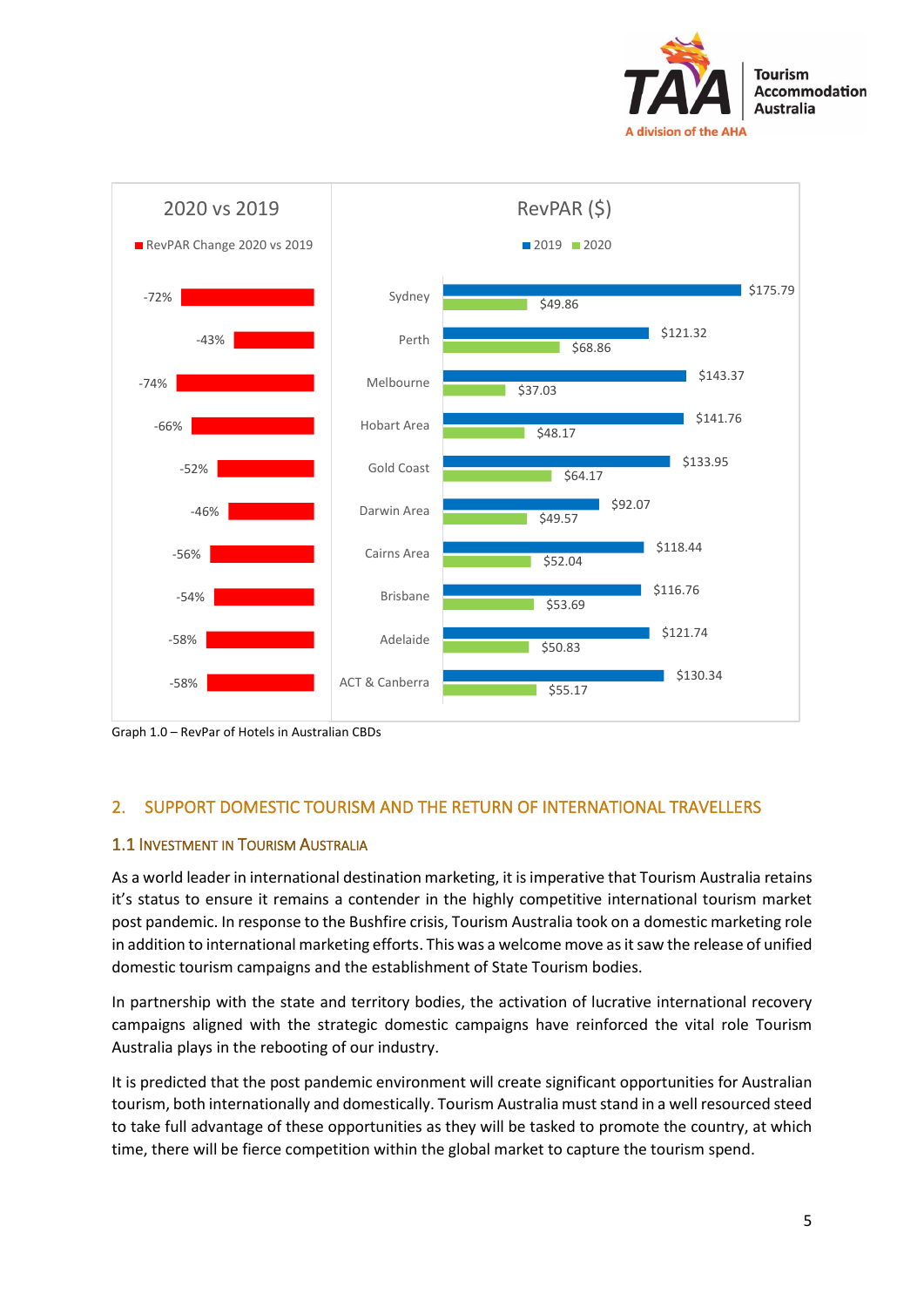| | 2020 vs 2019 | RevPAR ($) | |
|---|---|---|---|
| | RevPAR Change 2020 vs 2019 | 2019 | 2020 |
| Sydney | -72% | $175.79 | $49.86 |
| Perth | -43% | $121.32 | $68.86 |
| Melbourne | -74% | $143.37 | $37.03 |
| Hobart Area | -66% | $141.76 | $48.17 |
| Gold Coast | -52% | $133.95 | $64.17 |
| Darwin Area | -46% | $92.07 | $49.57 |
| Cairns Area | -56% | $118.44 | $52.04 |
| Brisbane | -54% | $116.76 | $53.69 |
| Adelaide | -58% | $121.74 | $50.83 |
| ACT & Canberra | -58% | $130.34 | $55.17 |

Graph 1.0 – RevPar of Hotels in Australian CBDs

## 2. SUPPORT DOMESTIC TOURISM AND THE RETURN OF INTERNATIONAL TRAVELLERS

### 1.1 Investment in Tourism Australia

As a world leader in international destination marketing, it is imperative that Tourism Australia retains it's status to ensure it remains a contender in the highly competitive international tourism market post pandemic. In response to the Bushfire crisis, Tourism Australia took on a domestic marketing role in addition to international marketing efforts. This was a welcome move as it saw the release of unified domestic tourism campaigns and the establishment of State Tourism bodies.

In partnership with the state and territory bodies, the activation of lucrative international recovery campaigns aligned with the strategic domestic campaigns have reinforced the vital role Tourism Australia plays in the rebooting of our industry.

It is predicted that the post pandemic environment will create significant opportunities for Australian tourism, both internationally and domestically. Tourism Australia must stand in a well resourced steed to take full advantage of these opportunities as they will be tasked to promote the country, at which time, there will be fierce competition within the global market to capture the tourism spend.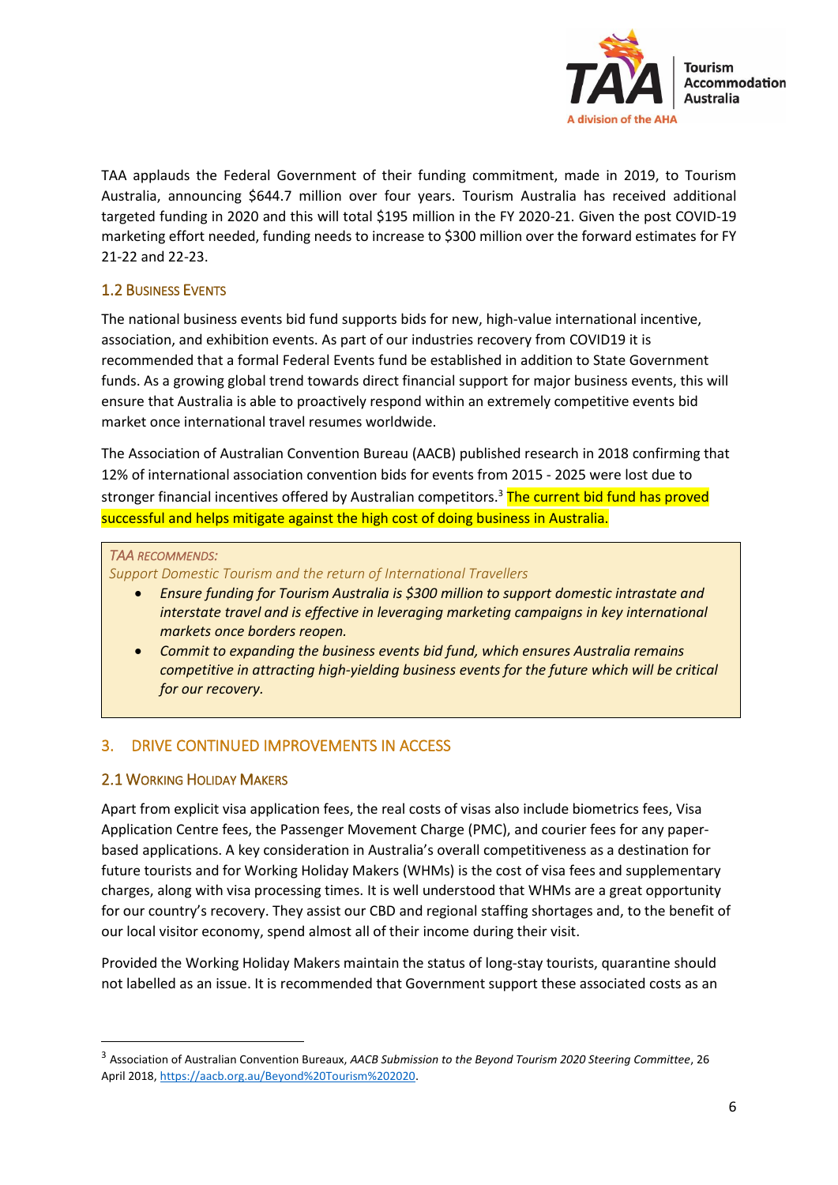TAA applauds the Federal Government of their funding commitment, made in 2019, to Tourism Australia, announcing $644.7 million over four years. Tourism Australia has received additional targeted funding in 2020 and this will total $195 million in the FY 2020-21. Given the post COVID-19 marketing effort needed, funding needs to increase to $300 million over the forward estimates for FY 21-22 and 22-23.

### 1.2 Business Events

The national business events bid fund supports bids for new, high-value international incentive, association, and exhibition events. As part of our industries recovery from COVID19 it is recommended that a formal Federal Events fund be established in addition to State Government funds. As a growing global trend towards direct financial support for major business events, this will ensure that Australia is able to proactively respond within an extremely competitive events bid market once international travel resumes worldwide.

The Association of Australian Convention Bureau (AACB) published research in 2018 confirming that 12% of international association convention bids for events from 2015 - 2025 were lost due to stronger financial incentives offered by Australian competitors.[3] The current bid fund has proved successful and helps mitigate against the high cost of doing business in Australia.

> *TAA RECOMMENDS:*
> *Support Domestic Tourism and the return of International Travellers*
>
> - *Ensure funding for Tourism Australia is $300 million to support domestic intrastate and interstate travel and is effective in leveraging marketing campaigns in key international markets once borders reopen.*
> - *Commit to expanding the business events bid fund, which ensures Australia remains competitive in attracting high-yielding business events for the future which will be critical for our recovery.*

## 3. DRIVE CONTINUED IMPROVEMENTS IN ACCESS

### 2.1 Working Holiday Makers

Apart from explicit visa application fees, the real costs of visas also include biometrics fees, Visa Application Centre fees, the Passenger Movement Charge (PMC), and courier fees for any paper-based applications. A key consideration in Australia's overall competitiveness as a destination for future tourists and for Working Holiday Makers (WHMs) is the cost of visa fees and supplementary charges, along with visa processing times. It is well understood that WHMs are a great opportunity for our country's recovery. They assist our CBD and regional staffing shortages and, to the benefit of our local visitor economy, spend almost all of their income during their visit.

Provided the Working Holiday Makers maintain the status of long-stay tourists, quarantine should not labelled as an issue. It is recommended that Government support these associated costs as an

---

[3] Association of Australian Convention Bureaux, *AACB Submission to the Beyond Tourism 2020 Steering Committee*, 26 April 2018, https://aacb.org.au/Beyond%20Tourism%202020.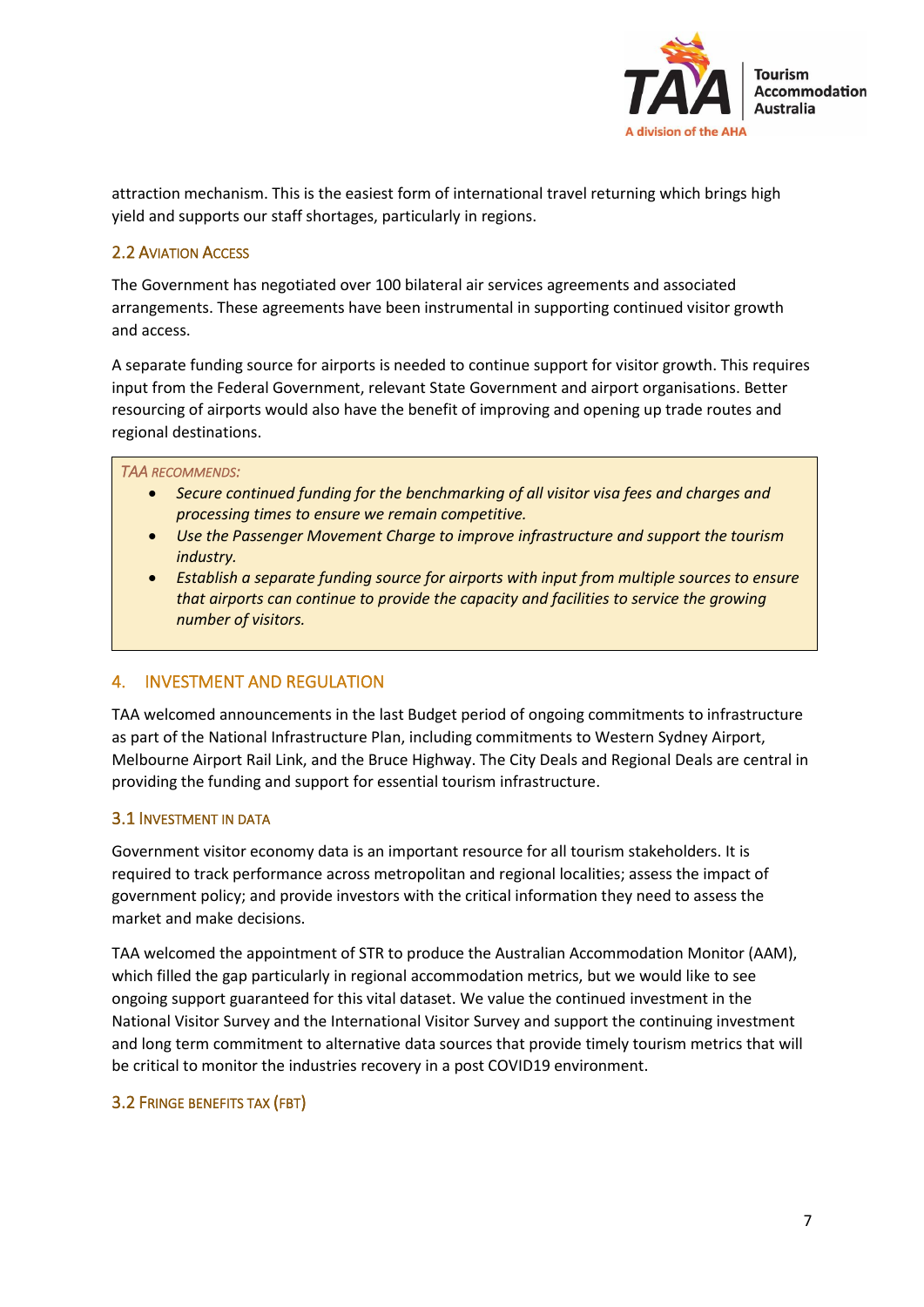attraction mechanism. This is the easiest form of international travel returning which brings high yield and supports our staff shortages, particularly in regions.

### 2.2 Aviation Access

The Government has negotiated over 100 bilateral air services agreements and associated arrangements. These agreements have been instrumental in supporting continued visitor growth and access.

A separate funding source for airports is needed to continue support for visitor growth. This requires input from the Federal Government, relevant State Government and airport organisations. Better resourcing of airports would also have the benefit of improving and opening up trade routes and regional destinations.

> *TAA recommends:*
> - *Secure continued funding for the benchmarking of all visitor visa fees and charges and processing times to ensure we remain competitive.*
> - *Use the Passenger Movement Charge to improve infrastructure and support the tourism industry.*
> - *Establish a separate funding source for airports with input from multiple sources to ensure that airports can continue to provide the capacity and facilities to service the growing number of visitors.*

## 4. INVESTMENT AND REGULATION

TAA welcomed announcements in the last Budget period of ongoing commitments to infrastructure as part of the National Infrastructure Plan, including commitments to Western Sydney Airport, Melbourne Airport Rail Link, and the Bruce Highway. The City Deals and Regional Deals are central in providing the funding and support for essential tourism infrastructure.

### 3.1 Investment in Data

Government visitor economy data is an important resource for all tourism stakeholders. It is required to track performance across metropolitan and regional localities; assess the impact of government policy; and provide investors with the critical information they need to assess the market and make decisions.

TAA welcomed the appointment of STR to produce the Australian Accommodation Monitor (AAM), which filled the gap particularly in regional accommodation metrics, but we would like to see ongoing support guaranteed for this vital dataset. We value the continued investment in the National Visitor Survey and the International Visitor Survey and support the continuing investment and long term commitment to alternative data sources that provide timely tourism metrics that will be critical to monitor the industries recovery in a post COVID19 environment.

### 3.2 Fringe Benefits Tax (FBT)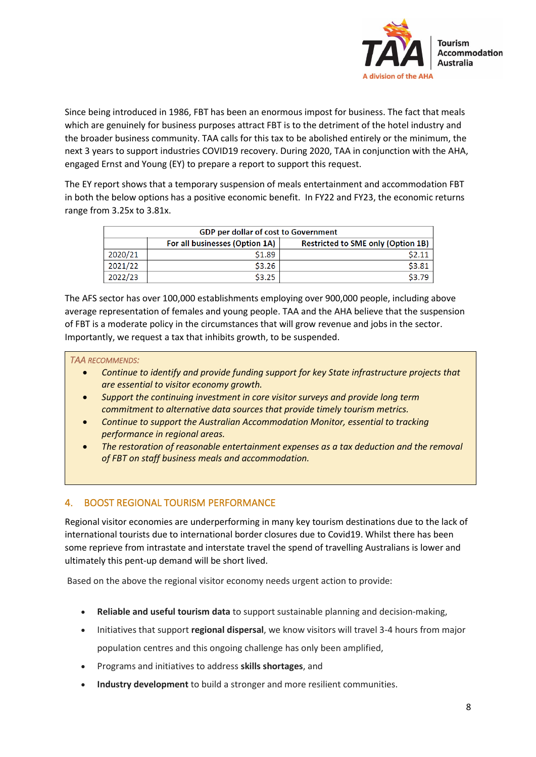Since being introduced in 1986, FBT has been an enormous impost for business. The fact that meals which are genuinely for business purposes attract FBT is to the detriment of the hotel industry and the broader business community. TAA calls for this tax to be abolished entirely or the minimum, the next 3 years to support industries COVID19 recovery. During 2020, TAA in conjunction with the AHA, engaged Ernst and Young (EY) to prepare a report to support this request.

The EY report shows that a temporary suspension of meals entertainment and accommodation FBT in both the below options has a positive economic benefit. In FY22 and FY23, the economic returns range from 3.25x to 3.81x.

| GDP per dollar of cost to Government | | |
|---|---|---|
| | For all businesses (Option 1A) | Restricted to SME only (Option 1B) |
| 2020/21 | $1.89 | $2.11 |
| 2021/22 | $3.26 | $3.81 |
| 2022/23 | $3.25 | $3.79 |

The AFS sector has over 100,000 establishments employing over 900,000 people, including above average representation of females and young people. TAA and the AHA believe that the suspension of FBT is a moderate policy in the circumstances that will grow revenue and jobs in the sector. Importantly, we request a tax that inhibits growth, to be suspended.

*TAA RECOMMENDS:*

- *Continue to identify and provide funding support for key State infrastructure projects that are essential to visitor economy growth.*
- *Support the continuing investment in core visitor surveys and provide long term commitment to alternative data sources that provide timely tourism metrics.*
- *Continue to support the Australian Accommodation Monitor, essential to tracking performance in regional areas.*
- *The restoration of reasonable entertainment expenses as a tax deduction and the removal of FBT on staff business meals and accommodation.*

## 4. BOOST REGIONAL TOURISM PERFORMANCE

Regional visitor economies are underperforming in many key tourism destinations due to the lack of international tourists due to international border closures due to Covid19. Whilst there has been some reprieve from intrastate and interstate travel the spend of travelling Australians is lower and ultimately this pent-up demand will be short lived.

Based on the above the regional visitor economy needs urgent action to provide:

- **Reliable and useful tourism data** to support sustainable planning and decision-making,
- Initiatives that support **regional dispersal**, we know visitors will travel 3-4 hours from major population centres and this ongoing challenge has only been amplified,
- Programs and initiatives to address **skills shortages**, and
- **Industry development** to build a stronger and more resilient communities.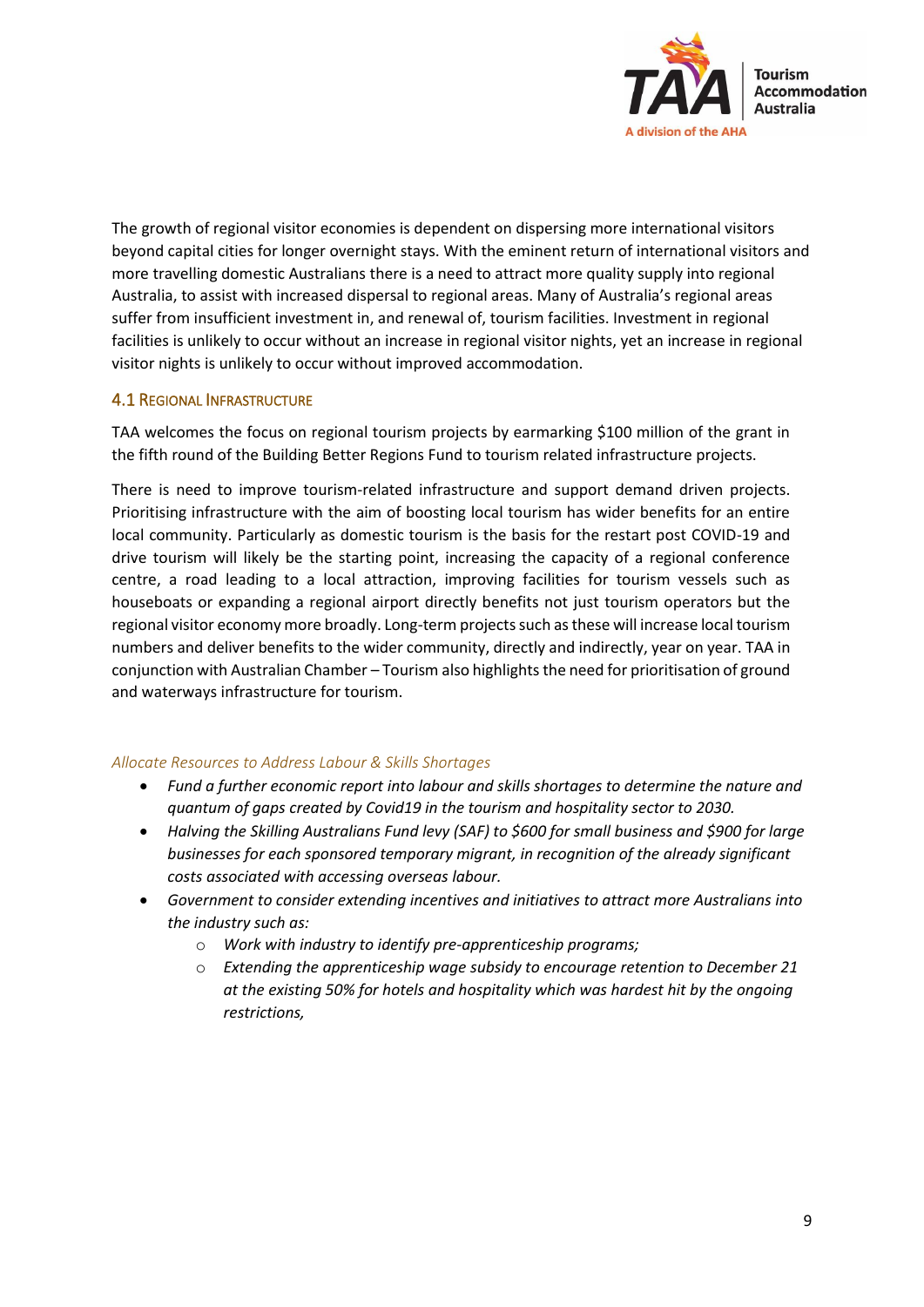The growth of regional visitor economies is dependent on dispersing more international visitors beyond capital cities for longer overnight stays. With the eminent return of international visitors and more travelling domestic Australians there is a need to attract more quality supply into regional Australia, to assist with increased dispersal to regional areas. Many of Australia's regional areas suffer from insufficient investment in, and renewal of, tourism facilities. Investment in regional facilities is unlikely to occur without an increase in regional visitor nights, yet an increase in regional visitor nights is unlikely to occur without improved accommodation.

### 4.1 Regional Infrastructure

TAA welcomes the focus on regional tourism projects by earmarking $100 million of the grant in the fifth round of the Building Better Regions Fund to tourism related infrastructure projects.

There is need to improve tourism-related infrastructure and support demand driven projects. Prioritising infrastructure with the aim of boosting local tourism has wider benefits for an entire local community. Particularly as domestic tourism is the basis for the restart post COVID-19 and drive tourism will likely be the starting point, increasing the capacity of a regional conference centre, a road leading to a local attraction, improving facilities for tourism vessels such as houseboats or expanding a regional airport directly benefits not just tourism operators but the regional visitor economy more broadly. Long-term projects such as these will increase local tourism numbers and deliver benefits to the wider community, directly and indirectly, year on year. TAA in conjunction with Australian Chamber – Tourism also highlights the need for prioritisation of ground and waterways infrastructure for tourism.

*Allocate Resources to Address Labour & Skills Shortages*

- *Fund a further economic report into labour and skills shortages to determine the nature and quantum of gaps created by Covid19 in the tourism and hospitality sector to 2030.*
- *Halving the Skilling Australians Fund levy (SAF) to $600 for small business and $900 for large businesses for each sponsored temporary migrant, in recognition of the already significant costs associated with accessing overseas labour.*
- *Government to consider extending incentives and initiatives to attract more Australians into the industry such as:*
    - *Work with industry to identify pre-apprenticeship programs;*
    - *Extending the apprenticeship wage subsidy to encourage retention to December 21 at the existing 50% for hotels and hospitality which was hardest hit by the ongoing restrictions,*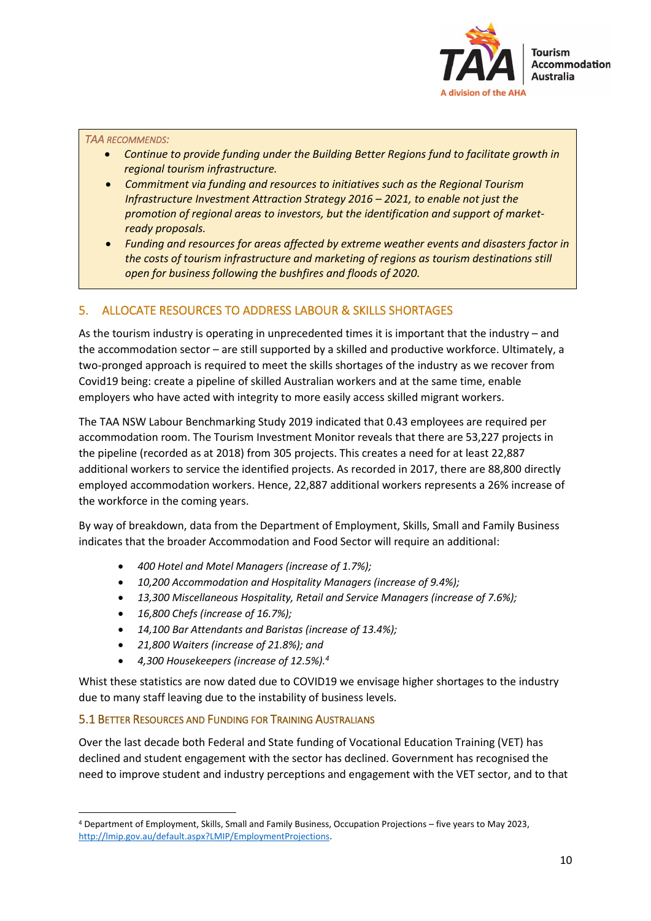*TAA RECOMMENDS:*

- *Continue to provide funding under the Building Better Regions fund to facilitate growth in regional tourism infrastructure.*
- *Commitment via funding and resources to initiatives such as the Regional Tourism Infrastructure Investment Attraction Strategy 2016 – 2021, to enable not just the promotion of regional areas to investors, but the identification and support of market-ready proposals.*
- *Funding and resources for areas affected by extreme weather events and disasters factor in the costs of tourism infrastructure and marketing of regions as tourism destinations still open for business following the bushfires and floods of 2020.*

## 5. ALLOCATE RESOURCES TO ADDRESS LABOUR & SKILLS SHORTAGES

As the tourism industry is operating in unprecedented times it is important that the industry – and the accommodation sector – are still supported by a skilled and productive workforce. Ultimately, a two-pronged approach is required to meet the skills shortages of the industry as we recover from Covid19 being: create a pipeline of skilled Australian workers and at the same time, enable employers who have acted with integrity to more easily access skilled migrant workers.

The TAA NSW Labour Benchmarking Study 2019 indicated that 0.43 employees are required per accommodation room. The Tourism Investment Monitor reveals that there are 53,227 projects in the pipeline (recorded as at 2018) from 305 projects. This creates a need for at least 22,887 additional workers to service the identified projects. As recorded in 2017, there are 88,800 directly employed accommodation workers. Hence, 22,887 additional workers represents a 26% increase of the workforce in the coming years.

By way of breakdown, data from the Department of Employment, Skills, Small and Family Business indicates that the broader Accommodation and Food Sector will require an additional:

- *400 Hotel and Motel Managers (increase of 1.7%);*
- *10,200 Accommodation and Hospitality Managers (increase of 9.4%);*
- *13,300 Miscellaneous Hospitality, Retail and Service Managers (increase of 7.6%);*
- *16,800 Chefs (increase of 16.7%);*
- *14,100 Bar Attendants and Baristas (increase of 13.4%);*
- *21,800 Waiters (increase of 21.8%); and*
- *4,300 Housekeepers (increase of 12.5%).*[4]

Whist these statistics are now dated due to COVID19 we envisage higher shortages to the industry due to many staff leaving due to the instability of business levels.

### 5.1 BETTER RESOURCES AND FUNDING FOR TRAINING AUSTRALIANS

Over the last decade both Federal and State funding of Vocational Education Training (VET) has declined and student engagement with the sector has declined. Government has recognised the need to improve student and industry perceptions and engagement with the VET sector, and to that

[4] Department of Employment, Skills, Small and Family Business, Occupation Projections – five years to May 2023, http://lmip.gov.au/default.aspx?LMIP/EmploymentProjections.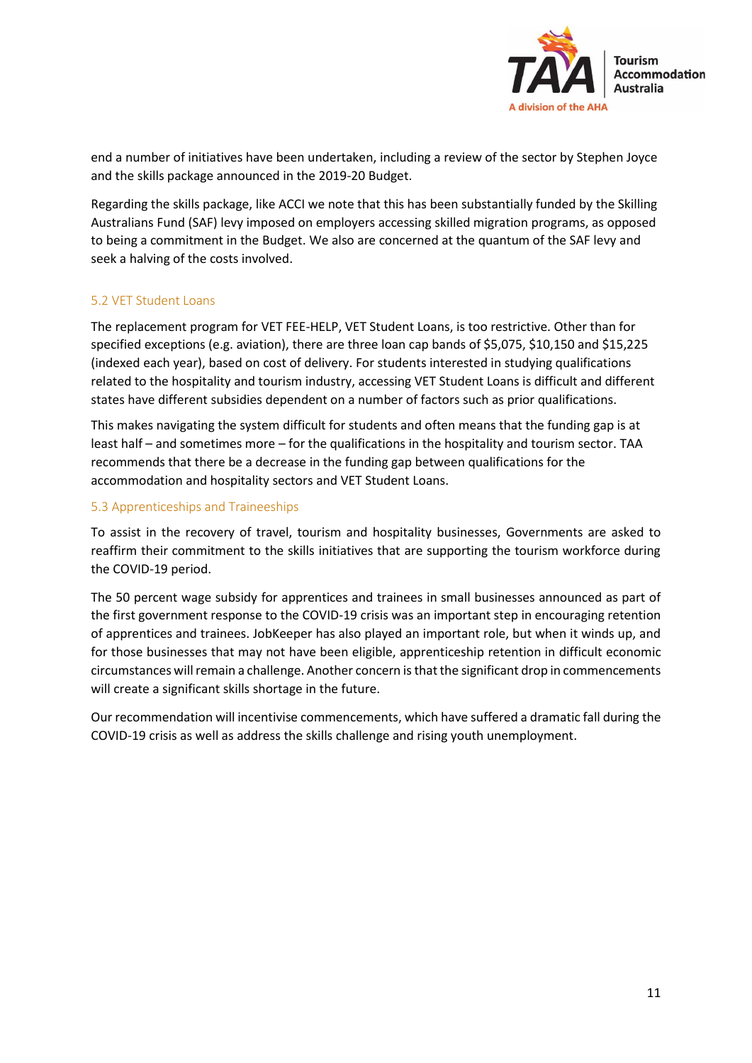end a number of initiatives have been undertaken, including a review of the sector by Stephen Joyce and the skills package announced in the 2019-20 Budget.

Regarding the skills package, like ACCI we note that this has been substantially funded by the Skilling Australians Fund (SAF) levy imposed on employers accessing skilled migration programs, as opposed to being a commitment in the Budget. We also are concerned at the quantum of the SAF levy and seek a halving of the costs involved.

### 5.2 VET Student Loans

The replacement program for VET FEE-HELP, VET Student Loans, is too restrictive. Other than for specified exceptions (e.g. aviation), there are three loan cap bands of $5,075, $10,150 and $15,225 (indexed each year), based on cost of delivery. For students interested in studying qualifications related to the hospitality and tourism industry, accessing VET Student Loans is difficult and different states have different subsidies dependent on a number of factors such as prior qualifications.

This makes navigating the system difficult for students and often means that the funding gap is at least half – and sometimes more – for the qualifications in the hospitality and tourism sector. TAA recommends that there be a decrease in the funding gap between qualifications for the accommodation and hospitality sectors and VET Student Loans.

### 5.3 Apprenticeships and Traineeships

To assist in the recovery of travel, tourism and hospitality businesses, Governments are asked to reaffirm their commitment to the skills initiatives that are supporting the tourism workforce during the COVID-19 period.

The 50 percent wage subsidy for apprentices and trainees in small businesses announced as part of the first government response to the COVID-19 crisis was an important step in encouraging retention of apprentices and trainees. JobKeeper has also played an important role, but when it winds up, and for those businesses that may not have been eligible, apprenticeship retention in difficult economic circumstances will remain a challenge. Another concern is that the significant drop in commencements will create a significant skills shortage in the future.

Our recommendation will incentivise commencements, which have suffered a dramatic fall during the COVID-19 crisis as well as address the skills challenge and rising youth unemployment.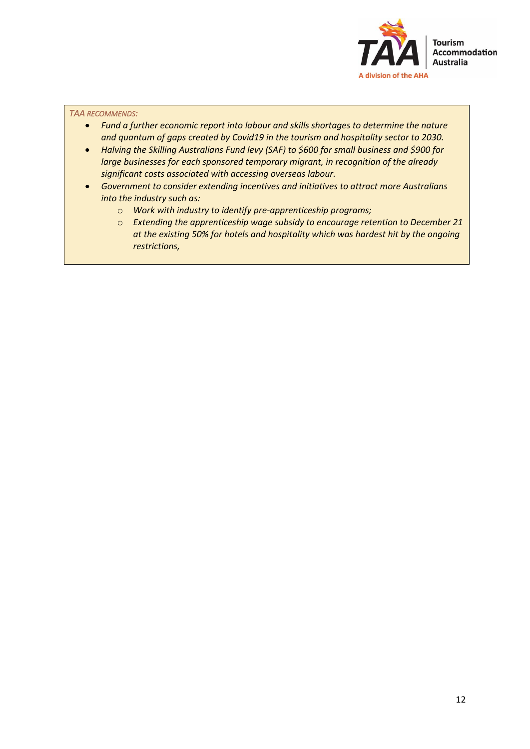*TAA RECOMMENDS:*

- *Fund a further economic report into labour and skills shortages to determine the nature and quantum of gaps created by Covid19 in the tourism and hospitality sector to 2030.*
- *Halving the Skilling Australians Fund levy (SAF) to $600 for small business and $900 for large businesses for each sponsored temporary migrant, in recognition of the already significant costs associated with accessing overseas labour.*
- *Government to consider extending incentives and initiatives to attract more Australians into the industry such as:*
  - *Work with industry to identify pre-apprenticeship programs;*
  - *Extending the apprenticeship wage subsidy to encourage retention to December 21 at the existing 50% for hotels and hospitality which was hardest hit by the ongoing restrictions,*